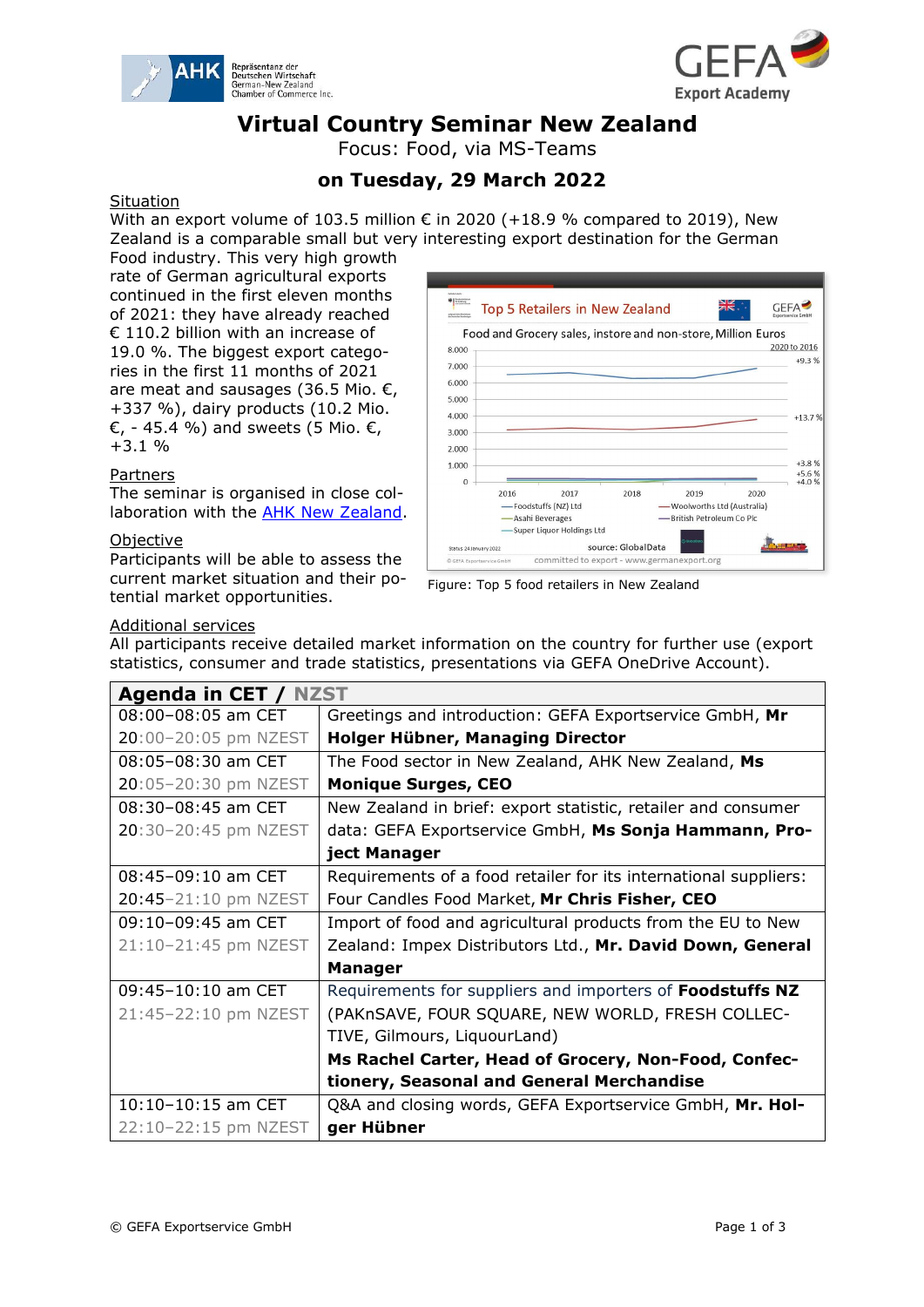# Virtual Country Seminar New Zealand

Focus: Food, via MS-Teams

## on Tuesday, 29 March 2022

Situation

With an export volume of 103.5 million € in 2020 (+18.9 % compared to 2019), New Zealand is a comparable small but very interesting export destination for the German Food industry. This very high growth rate of German agricultural exports continued in the first eleven months of 2021: they have already reached € 110.2 billion with an increase of 19.0 %. The biggest export categories in the first 11 months of 2021 are meat and sausages (36.5 Mio. €, +337 %), dairy products (10.2 Mio. €, - 45.4 %) and sweets (5 Mio. €, +3.1 %

Partners

The seminar is organised in close collaboration with the AHK New Zealand.

Objective

Participants will be able to assess the current market situation and their potential market opportunities.

Figure: Top 5 food retailers in New Zealand

Additional services

All participants receive detailed market information on the country for further use (export statistics, consumer and trade statistics, presentations via GEFA OneDrive Account).

| Agenda in CET / NZST | |
|---|---|
| 08:00–08:05 am CET 20:00–20:05 pm NZEST | Greetings and introduction: GEFA Exportservice GmbH, **Mr Holger Hübner, Managing Director** |
| 08:05–08:30 am CET 20:05–20:30 pm NZEST | The Food sector in New Zealand, AHK New Zealand, **Ms Monique Surges, CEO** |
| 08:30–08:45 am CET 20:30–20:45 pm NZEST | New Zealand in brief: export statistic, retailer and consumer data: GEFA Exportservice GmbH, **Ms Sonja Hammann, Project Manager** |
| 08:45–09:10 am CET 20:45–21:10 pm NZEST | Requirements of a food retailer for its international suppliers: Four Candles Food Market, **Mr Chris Fisher, CEO** |
| 09:10–09:45 am CET 21:10–21:45 pm NZEST | Import of food and agricultural products from the EU to New Zealand: Impex Distributors Ltd., **Mr. David Down, General Manager** |
| 09:45–10:10 am CET 21:45–22:10 pm NZEST | Requirements for suppliers and importers of **Foodstuffs NZ** (PAKnSAVE, FOUR SQUARE, NEW WORLD, FRESH COLLECTIVE, Gilmours, LiquourLand) **Ms Rachel Carter, Head of Grocery, Non-Food, Confectionery, Seasonal and General Merchandise** |
| 10:10–10:15 am CET 22:10–22:15 pm NZEST | Q&A and closing words, GEFA Exportservice GmbH, **Mr. Holger Hübner** |

© GEFA Exportservice GmbH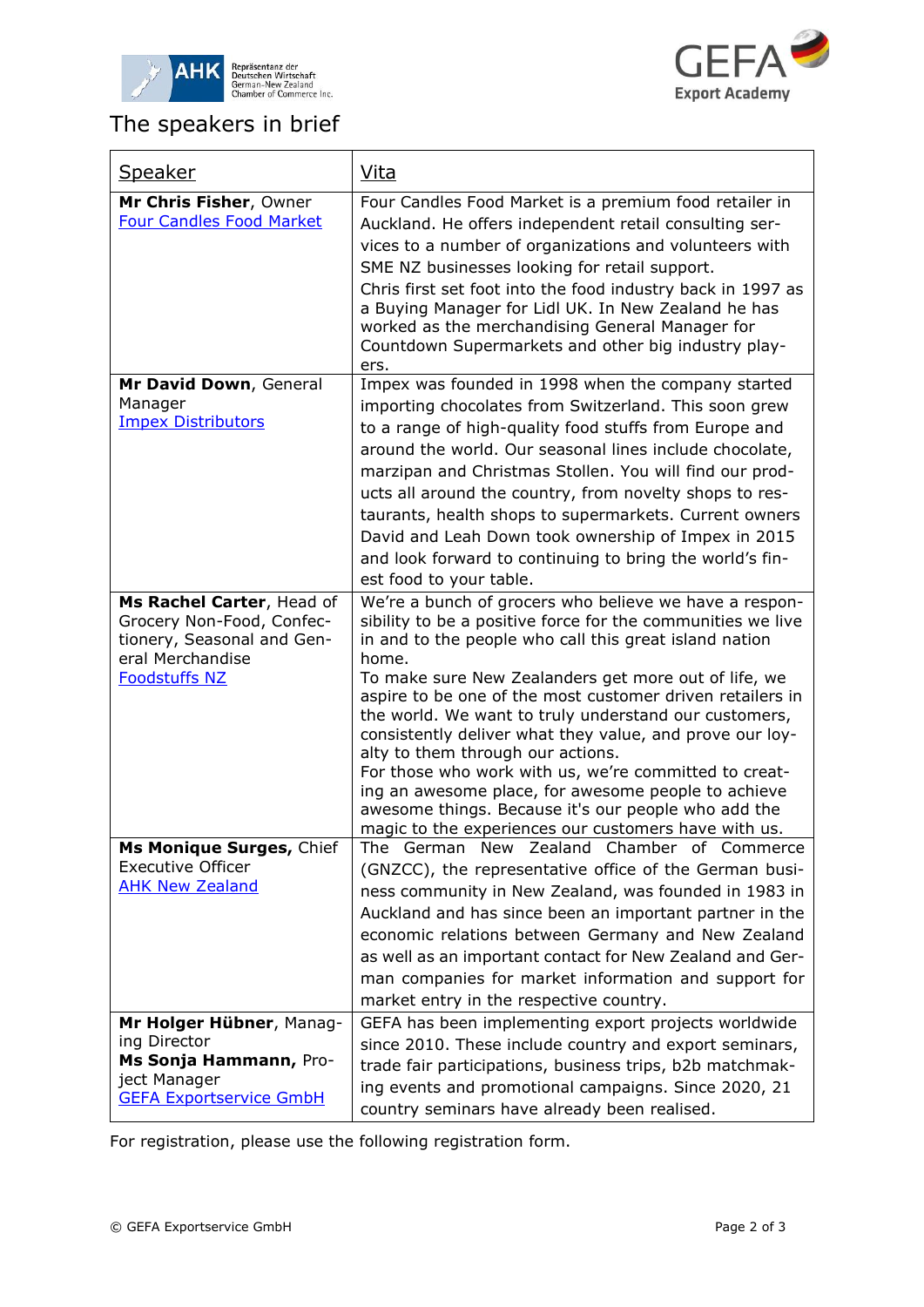# The speakers in brief

| Speaker | Vita |
| --- | --- |
| **Mr Chris Fisher**, Owner<br>Four Candles Food Market | Four Candles Food Market is a premium food retailer in Auckland. He offers independent retail consulting services to a number of organizations and volunteers with SME NZ businesses looking for retail support.<br>Chris first set foot into the food industry back in 1997 as a Buying Manager for Lidl UK. In New Zealand he has worked as the merchandising General Manager for Countdown Supermarkets and other big industry players. |
| **Mr David Down**, General Manager<br>Impex Distributors | Impex was founded in 1998 when the company started importing chocolates from Switzerland. This soon grew to a range of high-quality food stuffs from Europe and around the world. Our seasonal lines include chocolate, marzipan and Christmas Stollen. You will find our products all around the country, from novelty shops to restaurants, health shops to supermarkets. Current owners David and Leah Down took ownership of Impex in 2015 and look forward to continuing to bring the world's finest food to your table. |
| **Ms Rachel Carter**, Head of Grocery Non-Food, Confectionery, Seasonal and General Merchandise<br>Foodstuffs NZ | We're a bunch of grocers who believe we have a responsibility to be a positive force for the communities we live in and to the people who call this great island nation home.<br>To make sure New Zealanders get more out of life, we aspire to be one of the most customer driven retailers in the world. We want to truly understand our customers, consistently deliver what they value, and prove our loyalty to them through our actions.<br>For those who work with us, we're committed to creating an awesome place, for awesome people to achieve awesome things. Because it's our people who add the magic to the experiences our customers have with us. |
| **Ms Monique Surges,** Chief Executive Officer<br>AHK New Zealand | The German New Zealand Chamber of Commerce (GNZCC), the representative office of the German business community in New Zealand, was founded in 1983 in Auckland and has since been an important partner in the economic relations between Germany and New Zealand as well as an important contact for New Zealand and German companies for market information and support for market entry in the respective country. |
| **Mr Holger Hübner**, Managing Director<br>**Ms Sonja Hammann,** Project Manager<br>GEFA Exportservice GmbH | GEFA has been implementing export projects worldwide since 2010. These include country and export seminars, trade fair participations, business trips, b2b matchmaking events and promotional campaigns. Since 2020, 21 country seminars have already been realised. |

For registration, please use the following registration form.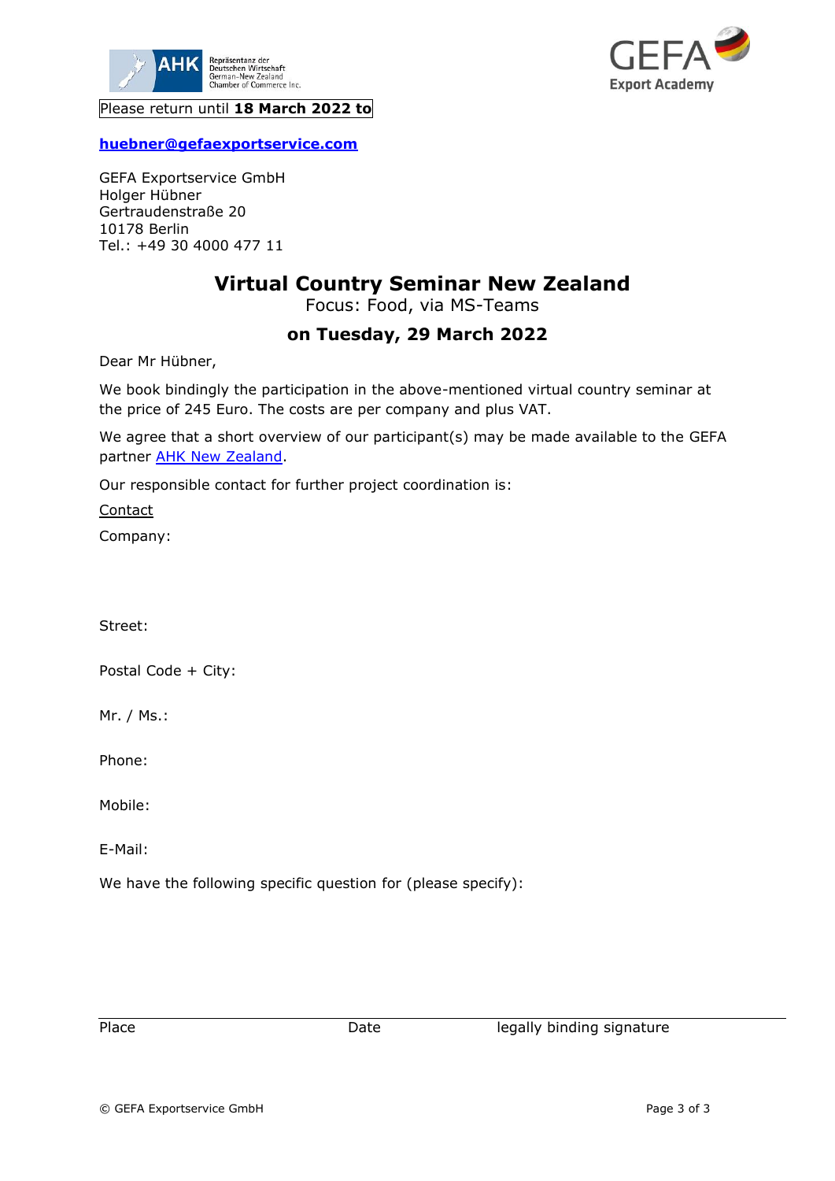Please return until **18 March 2022 to**

**huebner@gefaexportservice.com**

GEFA Exportservice GmbH
Holger Hübner
Gertraudenstraße 20
10178 Berlin
Tel.: +49 30 4000 477 11

# Virtual Country Seminar New Zealand

Focus: Food, via MS-Teams

## on Tuesday, 29 March 2022

Dear Mr Hübner,

We book bindingly the participation in the above-mentioned virtual country seminar at the price of 245 Euro. The costs are per company and plus VAT.

We agree that a short overview of our participant(s) may be made available to the GEFA partner AHK New Zealand.

Our responsible contact for further project coordination is:

Contact

Company:

Street:

Postal Code + City:

Mr. / Ms.:

Phone:

Mobile:

E-Mail:

We have the following specific question for (please specify):

| Place | Date | legally binding signature |
|---|---|---|

© GEFA Exportservice GmbH